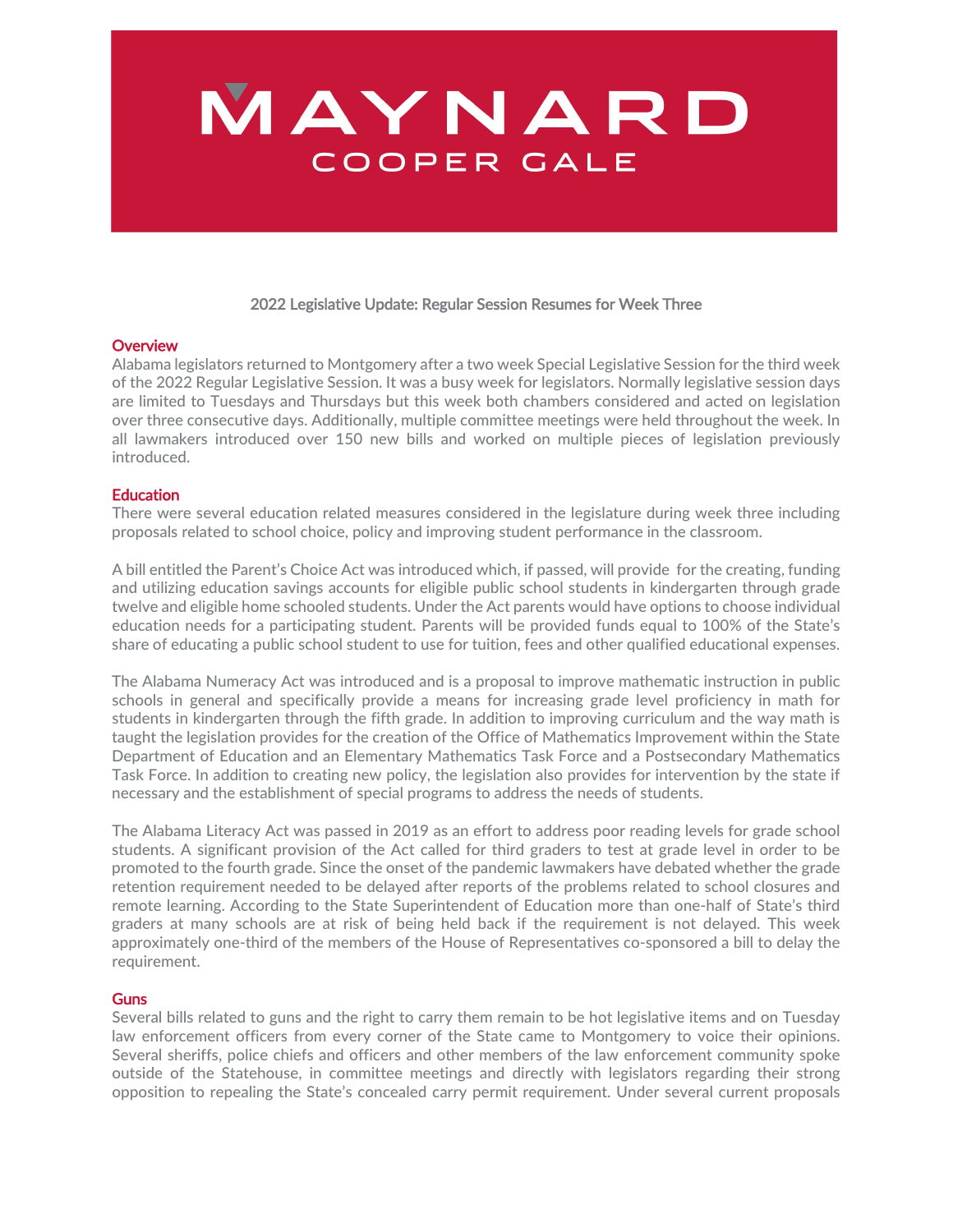# MAYNARD
## COOPER GALE

### 2022 Legislative Update: Regular Session Resumes for Week Three

**Overview**

Alabama legislators returned to Montgomery after a two week Special Legislative Session for the third week of the 2022 Regular Legislative Session. It was a busy week for legislators. Normally legislative session days are limited to Tuesdays and Thursdays but this week both chambers considered and acted on legislation over three consecutive days. Additionally, multiple committee meetings were held throughout the week. In all lawmakers introduced over 150 new bills and worked on multiple pieces of legislation previously introduced.

**Education**

There were several education related measures considered in the legislature during week three including proposals related to school choice, policy and improving student performance in the classroom.

A bill entitled the Parent's Choice Act was introduced which, if passed, will provide for the creating, funding and utilizing education savings accounts for eligible public school students in kindergarten through grade twelve and eligible home schooled students. Under the Act parents would have options to choose individual education needs for a participating student. Parents will be provided funds equal to 100% of the State's share of educating a public school student to use for tuition, fees and other qualified educational expenses.

The Alabama Numeracy Act was introduced and is a proposal to improve mathematic instruction in public schools in general and specifically provide a means for increasing grade level proficiency in math for students in kindergarten through the fifth grade. In addition to improving curriculum and the way math is taught the legislation provides for the creation of the Office of Mathematics Improvement within the State Department of Education and an Elementary Mathematics Task Force and a Postsecondary Mathematics Task Force. In addition to creating new policy, the legislation also provides for intervention by the state if necessary and the establishment of special programs to address the needs of students.

The Alabama Literacy Act was passed in 2019 as an effort to address poor reading levels for grade school students. A significant provision of the Act called for third graders to test at grade level in order to be promoted to the fourth grade. Since the onset of the pandemic lawmakers have debated whether the grade retention requirement needed to be delayed after reports of the problems related to school closures and remote learning. According to the State Superintendent of Education more than one-half of State's third graders at many schools are at risk of being held back if the requirement is not delayed. This week approximately one-third of the members of the House of Representatives co-sponsored a bill to delay the requirement.

**Guns**

Several bills related to guns and the right to carry them remain to be hot legislative items and on Tuesday law enforcement officers from every corner of the State came to Montgomery to voice their opinions. Several sheriffs, police chiefs and officers and other members of the law enforcement community spoke outside of the Statehouse, in committee meetings and directly with legislators regarding their strong opposition to repealing the State's concealed carry permit requirement. Under several current proposals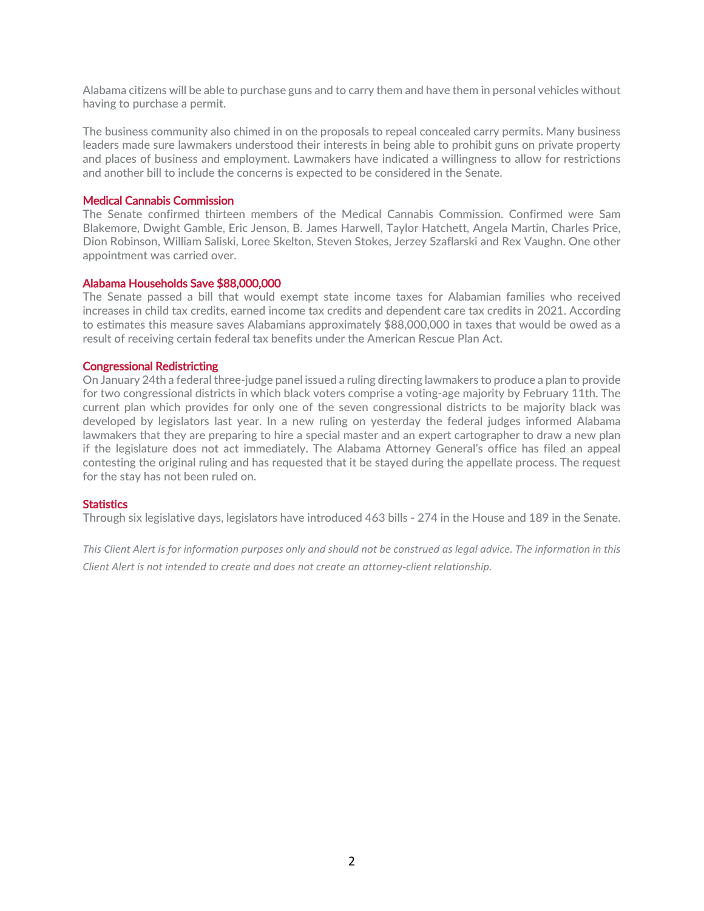Alabama citizens will be able to purchase guns and to carry them and have them in personal vehicles without having to purchase a permit.

The business community also chimed in on the proposals to repeal concealed carry permits. Many business leaders made sure lawmakers understood their interests in being able to prohibit guns on private property and places of business and employment. Lawmakers have indicated a willingness to allow for restrictions and another bill to include the concerns is expected to be considered in the Senate.

### Medical Cannabis Commission

The Senate confirmed thirteen members of the Medical Cannabis Commission. Confirmed were Sam Blakemore, Dwight Gamble, Eric Jenson, B. James Harwell, Taylor Hatchett, Angela Martin, Charles Price, Dion Robinson, William Saliski, Loree Skelton, Steven Stokes, Jerzey Szaflarski and Rex Vaughn. One other appointment was carried over.

### Alabama Households Save $88,000,000

The Senate passed a bill that would exempt state income taxes for Alabamian families who received increases in child tax credits, earned income tax credits and dependent care tax credits in 2021. According to estimates this measure saves Alabamians approximately $88,000,000 in taxes that would be owed as a result of receiving certain federal tax benefits under the American Rescue Plan Act.

### Congressional Redistricting

On January 24th a federal three-judge panel issued a ruling directing lawmakers to produce a plan to provide for two congressional districts in which black voters comprise a voting-age majority by February 11th. The current plan which provides for only one of the seven congressional districts to be majority black was developed by legislators last year. In a new ruling on yesterday the federal judges informed Alabama lawmakers that they are preparing to hire a special master and an expert cartographer to draw a new plan if the legislature does not act immediately. The Alabama Attorney General's office has filed an appeal contesting the original ruling and has requested that it be stayed during the appellate process. The request for the stay has not been ruled on.

### Statistics

Through six legislative days, legislators have introduced 463 bills - 274 in the House and 189 in the Senate.

*This Client Alert is for information purposes only and should not be construed as legal advice. The information in this Client Alert is not intended to create and does not create an attorney-client relationship.*